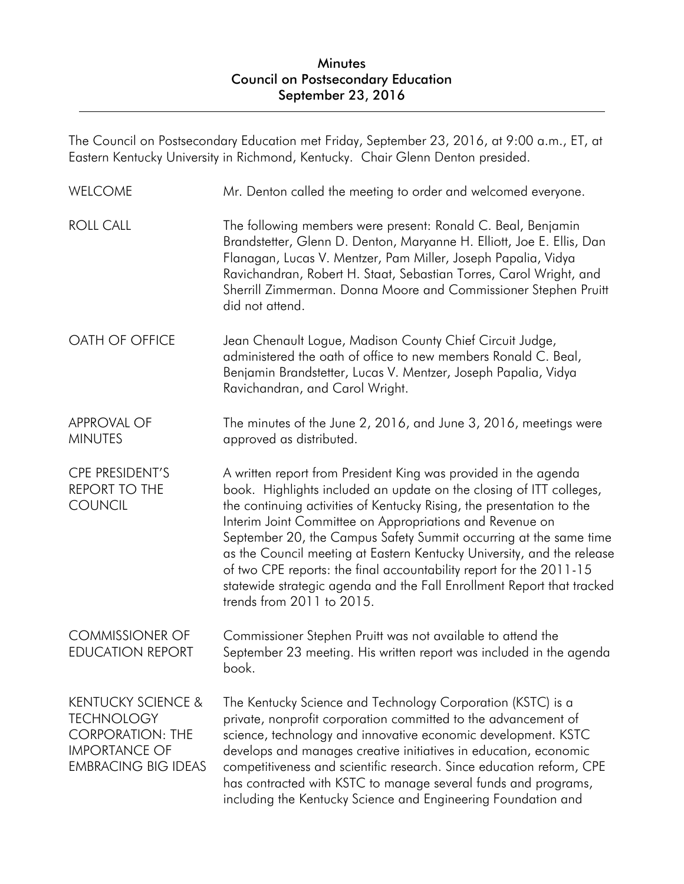# Minutes
## Council on Postsecondary Education
### September 23, 2016

The Council on Postsecondary Education met Friday, September 23, 2016, at 9:00 a.m., ET, at Eastern Kentucky University in Richmond, Kentucky. Chair Glenn Denton presided.

**WELCOME**

Mr. Denton called the meeting to order and welcomed everyone.

**ROLL CALL**

The following members were present: Ronald C. Beal, Benjamin Brandstetter, Glenn D. Denton, Maryanne H. Elliott, Joe E. Ellis, Dan Flanagan, Lucas V. Mentzer, Pam Miller, Joseph Papalia, Vidya Ravichandran, Robert H. Staat, Sebastian Torres, Carol Wright, and Sherrill Zimmerman. Donna Moore and Commissioner Stephen Pruitt did not attend.

**OATH OF OFFICE**

Jean Chenault Logue, Madison County Chief Circuit Judge, administered the oath of office to new members Ronald C. Beal, Benjamin Brandstetter, Lucas V. Mentzer, Joseph Papalia, Vidya Ravichandran, and Carol Wright.

**APPROVAL OF MINUTES**

The minutes of the June 2, 2016, and June 3, 2016, meetings were approved as distributed.

**CPE PRESIDENT'S REPORT TO THE COUNCIL**

A written report from President King was provided in the agenda book. Highlights included an update on the closing of ITT colleges, the continuing activities of Kentucky Rising, the presentation to the Interim Joint Committee on Appropriations and Revenue on September 20, the Campus Safety Summit occurring at the same time as the Council meeting at Eastern Kentucky University, and the release of two CPE reports: the final accountability report for the 2011-15 statewide strategic agenda and the Fall Enrollment Report that tracked trends from 2011 to 2015.

**COMMISSIONER OF EDUCATION REPORT**

Commissioner Stephen Pruitt was not available to attend the September 23 meeting. His written report was included in the agenda book.

**KENTUCKY SCIENCE & TECHNOLOGY CORPORATION: THE IMPORTANCE OF EMBRACING BIG IDEAS**

The Kentucky Science and Technology Corporation (KSTC) is a private, nonprofit corporation committed to the advancement of science, technology and innovative economic development. KSTC develops and manages creative initiatives in education, economic competitiveness and scientific research. Since education reform, CPE has contracted with KSTC to manage several funds and programs, including the Kentucky Science and Engineering Foundation and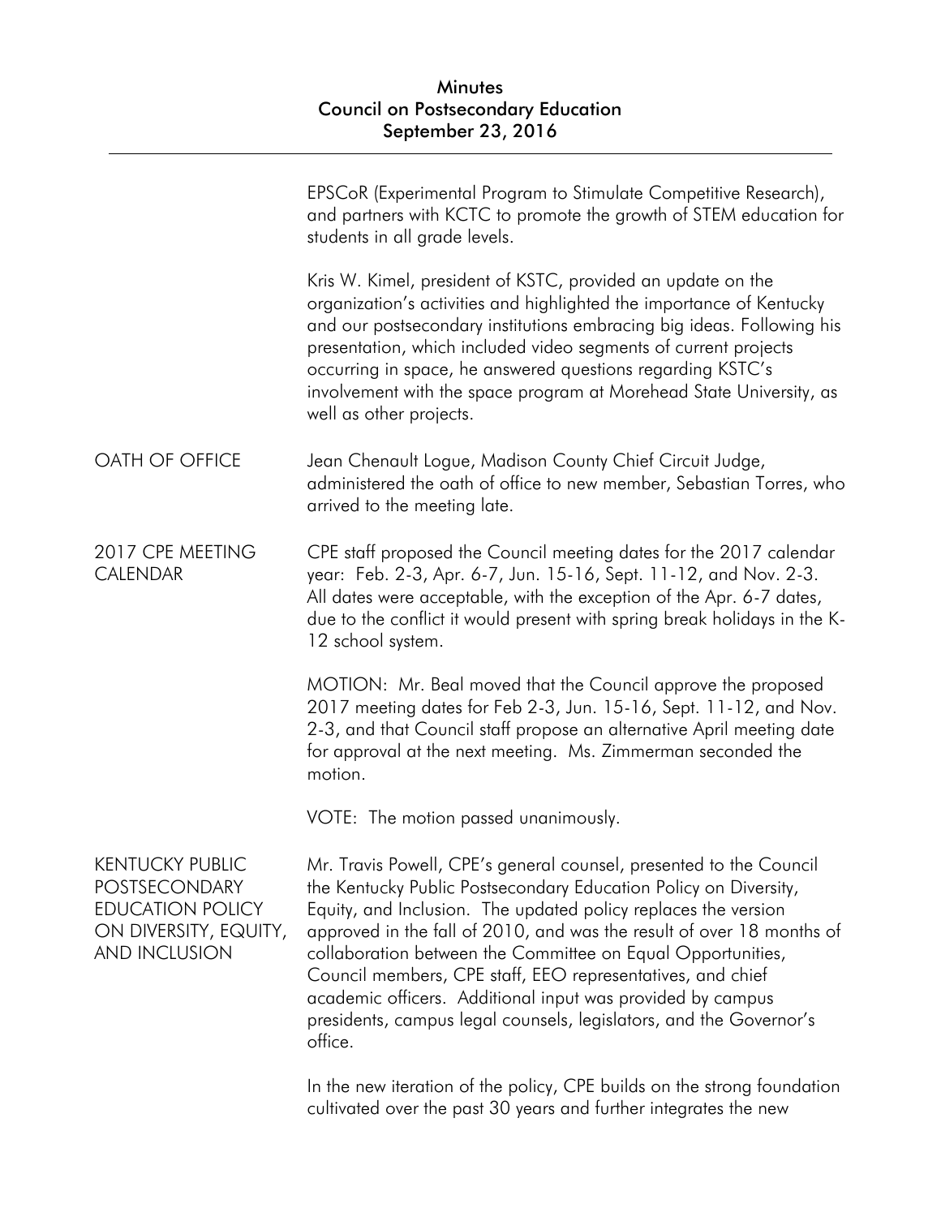EPSCoR (Experimental Program to Stimulate Competitive Research), and partners with KCTC to promote the growth of STEM education for students in all grade levels.

Kris W. Kimel, president of KSTC, provided an update on the organization's activities and highlighted the importance of Kentucky and our postsecondary institutions embracing big ideas. Following his presentation, which included video segments of current projects occurring in space, he answered questions regarding KSTC's involvement with the space program at Morehead State University, as well as other projects.

## OATH OF OFFICE

Jean Chenault Logue, Madison County Chief Circuit Judge, administered the oath of office to new member, Sebastian Torres, who arrived to the meeting late.

## 2017 CPE MEETING CALENDAR

CPE staff proposed the Council meeting dates for the 2017 calendar year: Feb. 2-3, Apr. 6-7, Jun. 15-16, Sept. 11-12, and Nov. 2-3. All dates were acceptable, with the exception of the Apr. 6-7 dates, due to the conflict it would present with spring break holidays in the K-12 school system.

MOTION: Mr. Beal moved that the Council approve the proposed 2017 meeting dates for Feb 2-3, Jun. 15-16, Sept. 11-12, and Nov. 2-3, and that Council staff propose an alternative April meeting date for approval at the next meeting. Ms. Zimmerman seconded the motion.

VOTE: The motion passed unanimously.

## KENTUCKY PUBLIC POSTSECONDARY EDUCATION POLICY ON DIVERSITY, EQUITY, AND INCLUSION

Mr. Travis Powell, CPE's general counsel, presented to the Council the Kentucky Public Postsecondary Education Policy on Diversity, Equity, and Inclusion. The updated policy replaces the version approved in the fall of 2010, and was the result of over 18 months of collaboration between the Committee on Equal Opportunities, Council members, CPE staff, EEO representatives, and chief academic officers. Additional input was provided by campus presidents, campus legal counsels, legislators, and the Governor's office.

In the new iteration of the policy, CPE builds on the strong foundation cultivated over the past 30 years and further integrates the new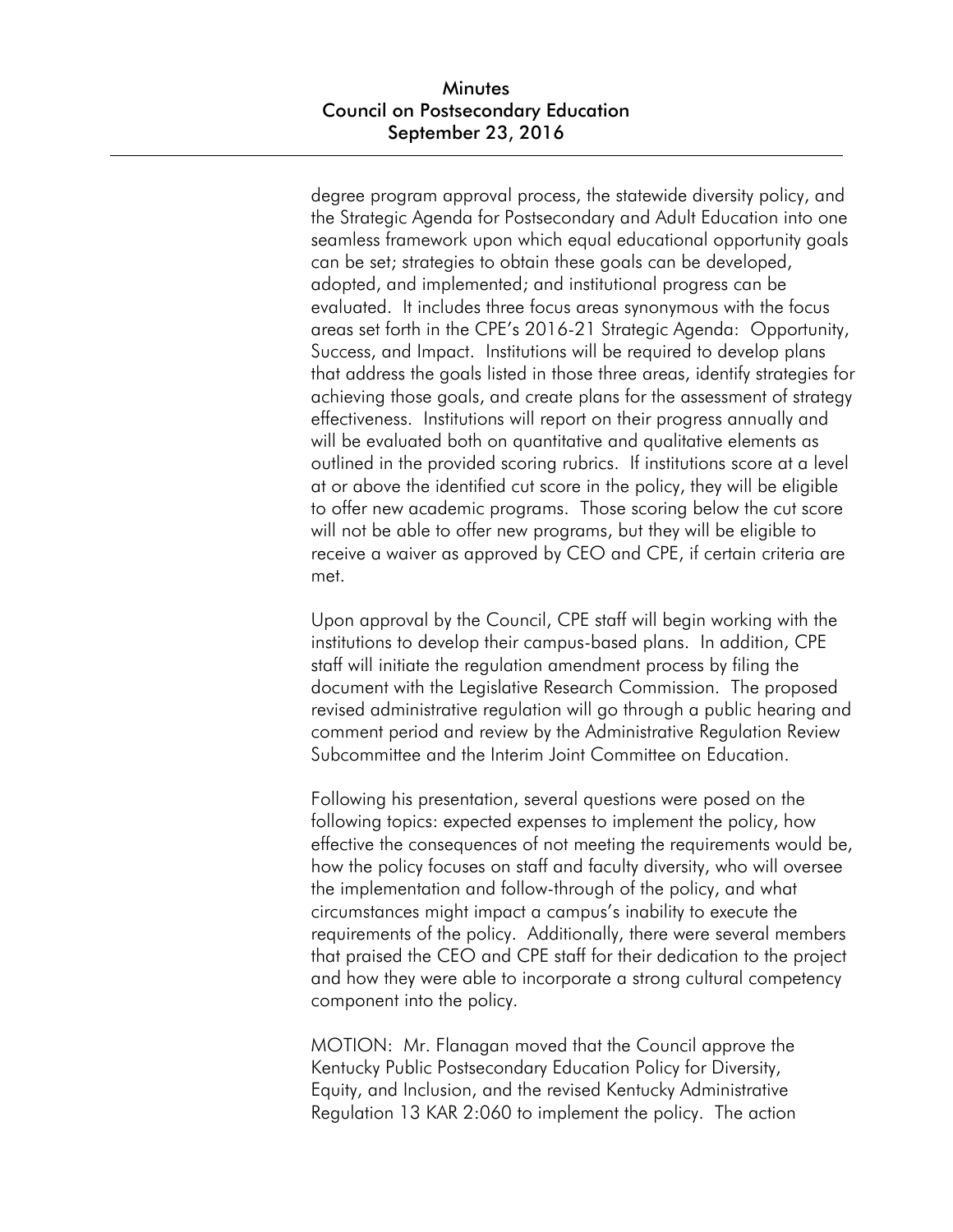degree program approval process, the statewide diversity policy, and the Strategic Agenda for Postsecondary and Adult Education into one seamless framework upon which equal educational opportunity goals can be set; strategies to obtain these goals can be developed, adopted, and implemented; and institutional progress can be evaluated. It includes three focus areas synonymous with the focus areas set forth in the CPE's 2016-21 Strategic Agenda: Opportunity, Success, and Impact. Institutions will be required to develop plans that address the goals listed in those three areas, identify strategies for achieving those goals, and create plans for the assessment of strategy effectiveness. Institutions will report on their progress annually and will be evaluated both on quantitative and qualitative elements as outlined in the provided scoring rubrics. If institutions score at a level at or above the identified cut score in the policy, they will be eligible to offer new academic programs. Those scoring below the cut score will not be able to offer new programs, but they will be eligible to receive a waiver as approved by CEO and CPE, if certain criteria are met.

Upon approval by the Council, CPE staff will begin working with the institutions to develop their campus-based plans. In addition, CPE staff will initiate the regulation amendment process by filing the document with the Legislative Research Commission. The proposed revised administrative regulation will go through a public hearing and comment period and review by the Administrative Regulation Review Subcommittee and the Interim Joint Committee on Education.

Following his presentation, several questions were posed on the following topics: expected expenses to implement the policy, how effective the consequences of not meeting the requirements would be, how the policy focuses on staff and faculty diversity, who will oversee the implementation and follow-through of the policy, and what circumstances might impact a campus's inability to execute the requirements of the policy. Additionally, there were several members that praised the CEO and CPE staff for their dedication to the project and how they were able to incorporate a strong cultural competency component into the policy.

MOTION: Mr. Flanagan moved that the Council approve the Kentucky Public Postsecondary Education Policy for Diversity, Equity, and Inclusion, and the revised Kentucky Administrative Regulation 13 KAR 2:060 to implement the policy. The action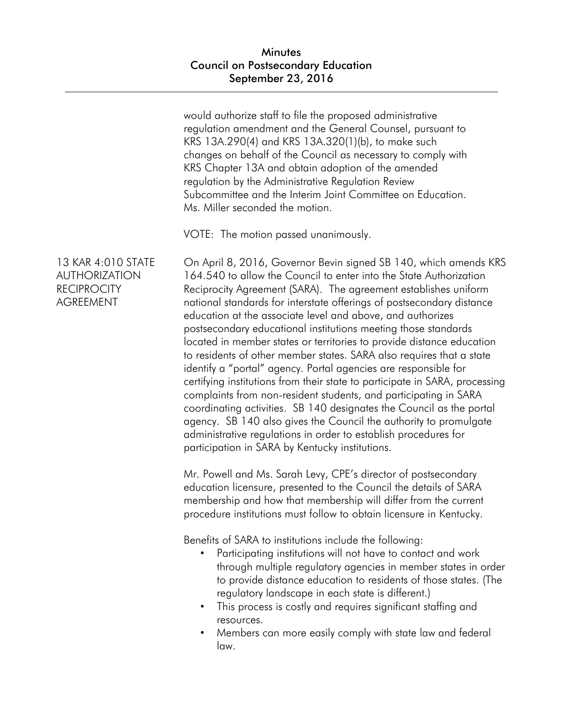would authorize staff to file the proposed administrative regulation amendment and the General Counsel, pursuant to KRS 13A.290(4) and KRS 13A.320(1)(b), to make such changes on behalf of the Council as necessary to comply with KRS Chapter 13A and obtain adoption of the amended regulation by the Administrative Regulation Review Subcommittee and the Interim Joint Committee on Education. Ms. Miller seconded the motion.

VOTE: The motion passed unanimously.

**13 KAR 4:010 STATE AUTHORIZATION RECIPROCITY AGREEMENT**

On April 8, 2016, Governor Bevin signed SB 140, which amends KRS 164.540 to allow the Council to enter into the State Authorization Reciprocity Agreement (SARA). The agreement establishes uniform national standards for interstate offerings of postsecondary distance education at the associate level and above, and authorizes postsecondary educational institutions meeting those standards located in member states or territories to provide distance education to residents of other member states. SARA also requires that a state identify a "portal" agency. Portal agencies are responsible for certifying institutions from their state to participate in SARA, processing complaints from non-resident students, and participating in SARA coordinating activities. SB 140 designates the Council as the portal agency. SB 140 also gives the Council the authority to promulgate administrative regulations in order to establish procedures for participation in SARA by Kentucky institutions.

Mr. Powell and Ms. Sarah Levy, CPE's director of postsecondary education licensure, presented to the Council the details of SARA membership and how that membership will differ from the current procedure institutions must follow to obtain licensure in Kentucky.

Benefits of SARA to institutions include the following:

- Participating institutions will not have to contact and work through multiple regulatory agencies in member states in order to provide distance education to residents of those states. (The regulatory landscape in each state is different.)
- This process is costly and requires significant staffing and resources.
- Members can more easily comply with state law and federal law.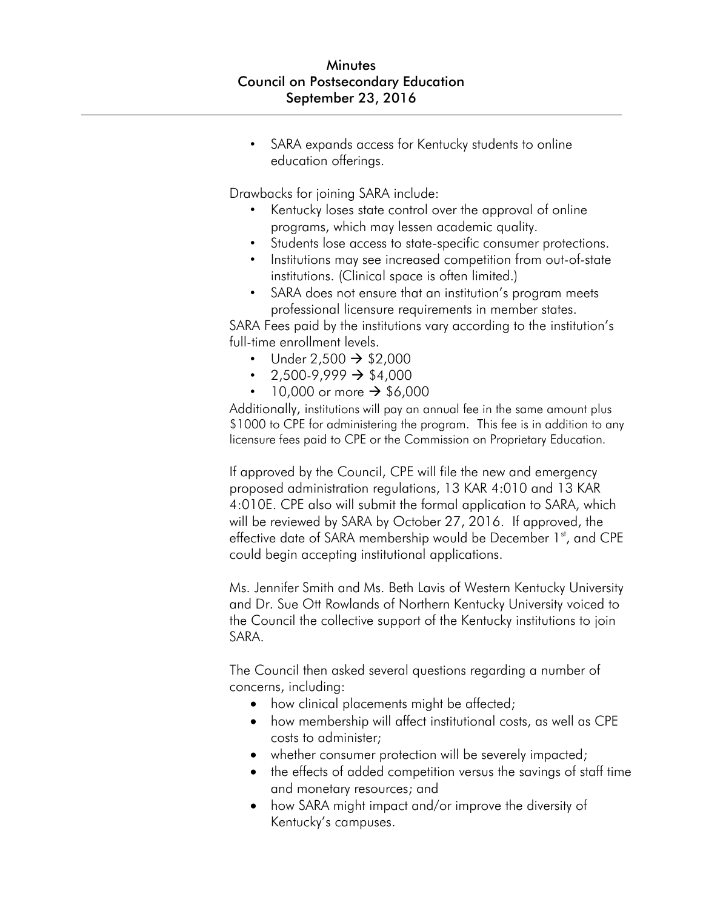- SARA expands access for Kentucky students to online education offerings.

Drawbacks for joining SARA include:

- Kentucky loses state control over the approval of online programs, which may lessen academic quality.
- Students lose access to state-specific consumer protections.
- Institutions may see increased competition from out-of-state institutions. (Clinical space is often limited.)
- SARA does not ensure that an institution's program meets professional licensure requirements in member states.

SARA Fees paid by the institutions vary according to the institution's full-time enrollment levels.

- Under 2,500 → $2,000
- 2,500-9,999 → $4,000
- 10,000 or more → $6,000

Additionally, institutions will pay an annual fee in the same amount plus $1000 to CPE for administering the program. This fee is in addition to any licensure fees paid to CPE or the Commission on Proprietary Education.

If approved by the Council, CPE will file the new and emergency proposed administration regulations, 13 KAR 4:010 and 13 KAR 4:010E. CPE also will submit the formal application to SARA, which will be reviewed by SARA by October 27, 2016. If approved, the effective date of SARA membership would be December 1st, and CPE could begin accepting institutional applications.

Ms. Jennifer Smith and Ms. Beth Lavis of Western Kentucky University and Dr. Sue Ott Rowlands of Northern Kentucky University voiced to the Council the collective support of the Kentucky institutions to join SARA.

The Council then asked several questions regarding a number of concerns, including:

- how clinical placements might be affected;
- how membership will affect institutional costs, as well as CPE costs to administer;
- whether consumer protection will be severely impacted;
- the effects of added competition versus the savings of staff time and monetary resources; and
- how SARA might impact and/or improve the diversity of Kentucky's campuses.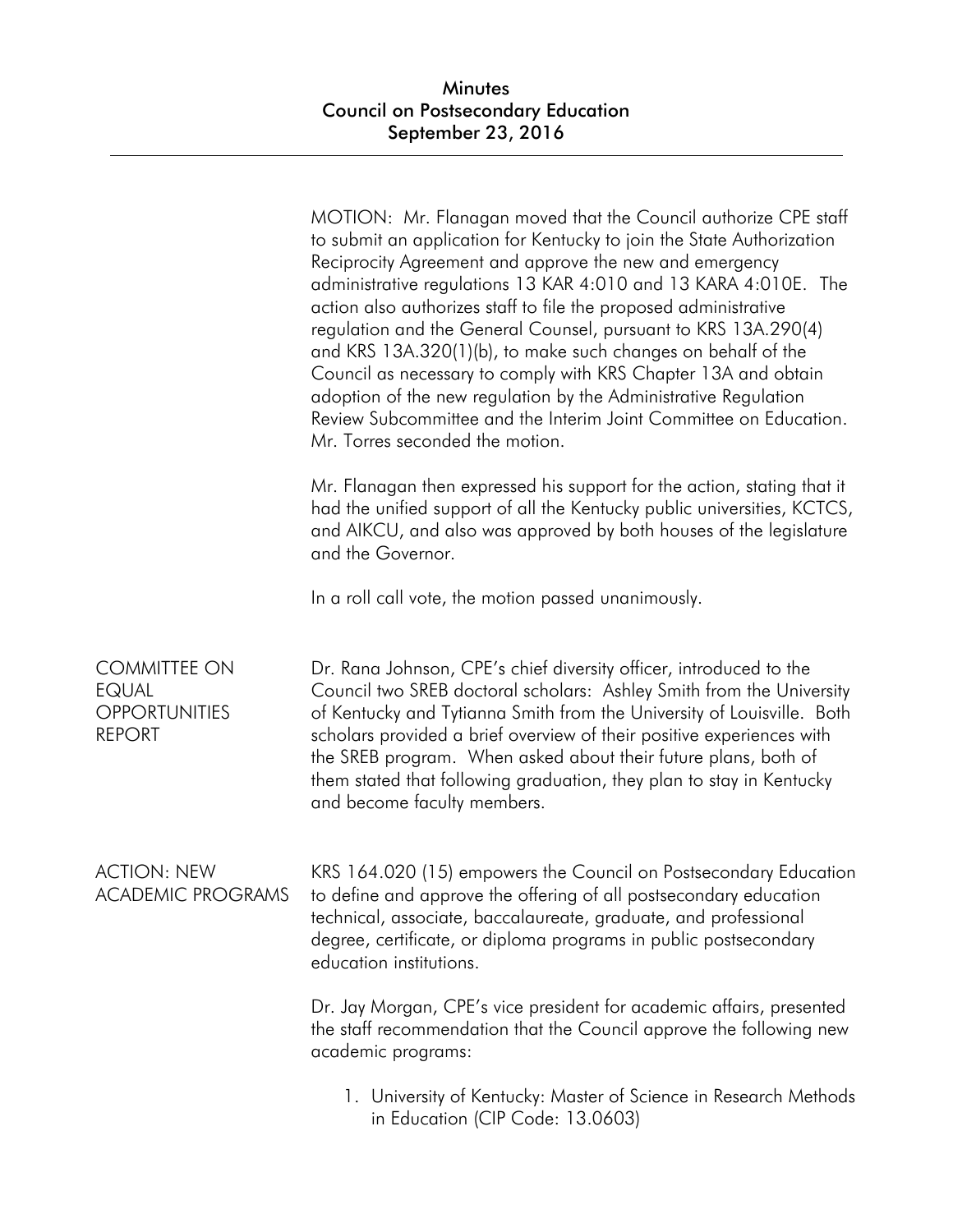MOTION: Mr. Flanagan moved that the Council authorize CPE staff to submit an application for Kentucky to join the State Authorization Reciprocity Agreement and approve the new and emergency administrative regulations 13 KAR 4:010 and 13 KARA 4:010E. The action also authorizes staff to file the proposed administrative regulation and the General Counsel, pursuant to KRS 13A.290(4) and KRS 13A.320(1)(b), to make such changes on behalf of the Council as necessary to comply with KRS Chapter 13A and obtain adoption of the new regulation by the Administrative Regulation Review Subcommittee and the Interim Joint Committee on Education. Mr. Torres seconded the motion.

Mr. Flanagan then expressed his support for the action, stating that it had the unified support of all the Kentucky public universities, KCTCS, and AIKCU, and also was approved by both houses of the legislature and the Governor.

In a roll call vote, the motion passed unanimously.

## COMMITTEE ON EQUAL OPPORTUNITIES REPORT

Dr. Rana Johnson, CPE's chief diversity officer, introduced to the Council two SREB doctoral scholars: Ashley Smith from the University of Kentucky and Tytianna Smith from the University of Louisville. Both scholars provided a brief overview of their positive experiences with the SREB program. When asked about their future plans, both of them stated that following graduation, they plan to stay in Kentucky and become faculty members.

## ACTION: NEW ACADEMIC PROGRAMS

KRS 164.020 (15) empowers the Council on Postsecondary Education to define and approve the offering of all postsecondary education technical, associate, baccalaureate, graduate, and professional degree, certificate, or diploma programs in public postsecondary education institutions.

Dr. Jay Morgan, CPE's vice president for academic affairs, presented the staff recommendation that the Council approve the following new academic programs:

1. University of Kentucky: Master of Science in Research Methods in Education (CIP Code: 13.0603)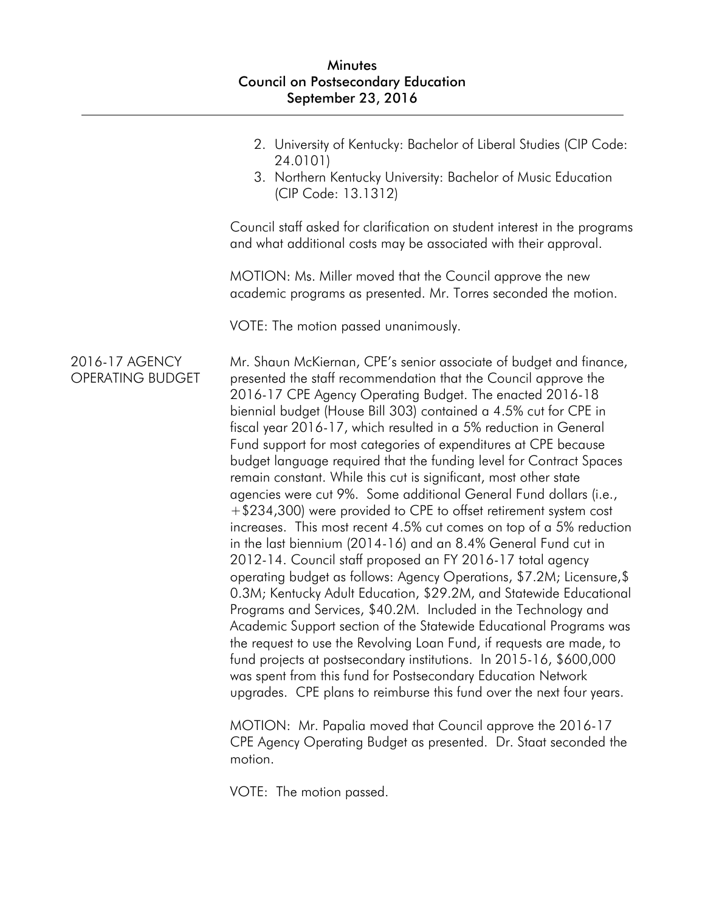2. University of Kentucky: Bachelor of Liberal Studies (CIP Code: 24.0101)
3. Northern Kentucky University: Bachelor of Music Education (CIP Code: 13.1312)

Council staff asked for clarification on student interest in the programs and what additional costs may be associated with their approval.

MOTION: Ms. Miller moved that the Council approve the new academic programs as presented. Mr. Torres seconded the motion.

VOTE: The motion passed unanimously.

## 2016-17 AGENCY OPERATING BUDGET

Mr. Shaun McKiernan, CPE's senior associate of budget and finance, presented the staff recommendation that the Council approve the 2016-17 CPE Agency Operating Budget. The enacted 2016-18 biennial budget (House Bill 303) contained a 4.5% cut for CPE in fiscal year 2016-17, which resulted in a 5% reduction in General Fund support for most categories of expenditures at CPE because budget language required that the funding level for Contract Spaces remain constant. While this cut is significant, most other state agencies were cut 9%. Some additional General Fund dollars (i.e., +$234,300) were provided to CPE to offset retirement system cost increases. This most recent 4.5% cut comes on top of a 5% reduction in the last biennium (2014-16) and an 8.4% General Fund cut in 2012-14. Council staff proposed an FY 2016-17 total agency operating budget as follows: Agency Operations, $7.2M; Licensure,$ 0.3M; Kentucky Adult Education, $29.2M, and Statewide Educational Programs and Services, $40.2M. Included in the Technology and Academic Support section of the Statewide Educational Programs was the request to use the Revolving Loan Fund, if requests are made, to fund projects at postsecondary institutions. In 2015-16, $600,000 was spent from this fund for Postsecondary Education Network upgrades. CPE plans to reimburse this fund over the next four years.

MOTION: Mr. Papalia moved that Council approve the 2016-17 CPE Agency Operating Budget as presented. Dr. Staat seconded the motion.

VOTE: The motion passed.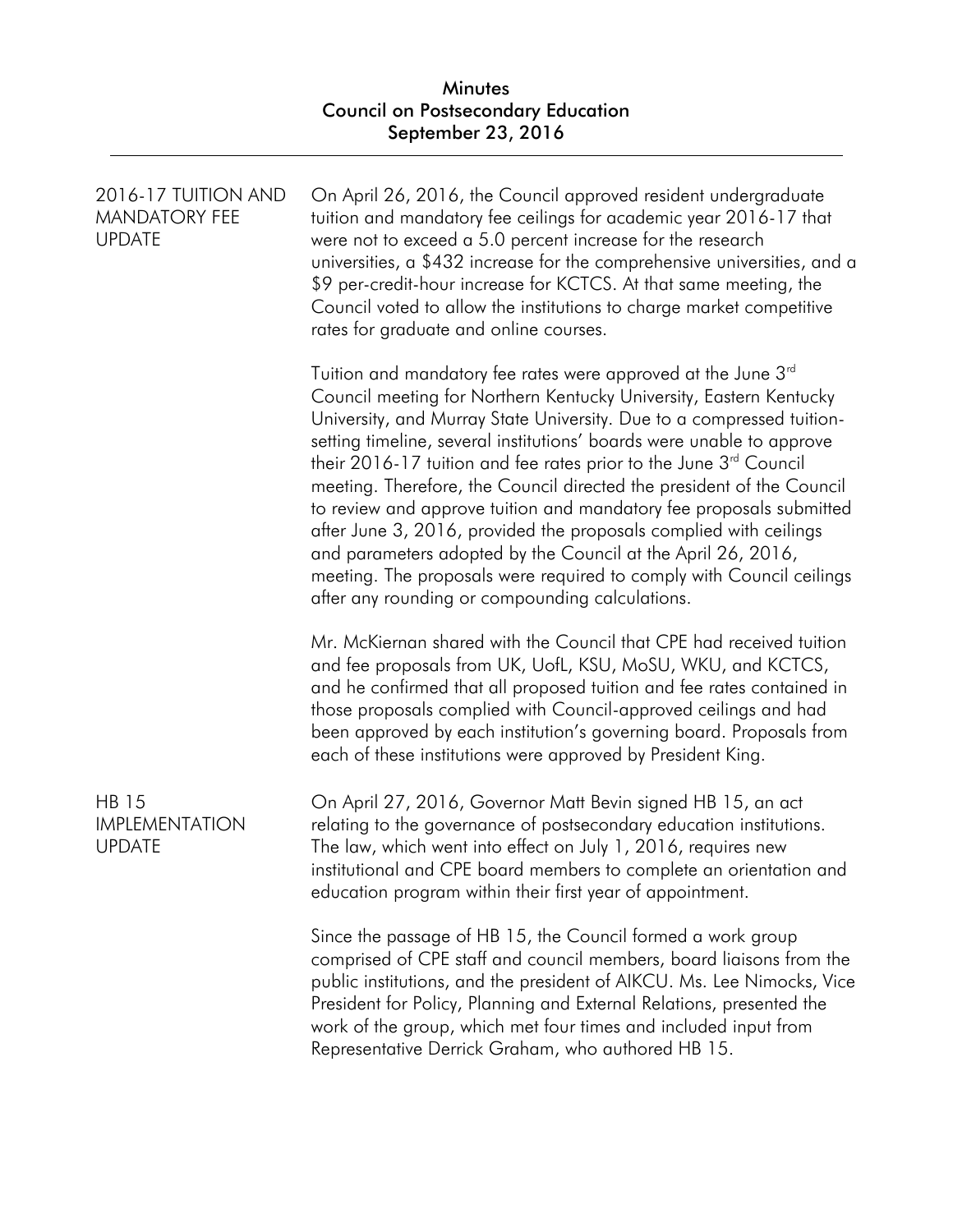2016-17 TUITION AND MANDATORY FEE UPDATE

On April 26, 2016, the Council approved resident undergraduate tuition and mandatory fee ceilings for academic year 2016-17 that were not to exceed a 5.0 percent increase for the research universities, a $432 increase for the comprehensive universities, and a $9 per-credit-hour increase for KCTCS. At that same meeting, the Council voted to allow the institutions to charge market competitive rates for graduate and online courses.

Tuition and mandatory fee rates were approved at the June 3rd Council meeting for Northern Kentucky University, Eastern Kentucky University, and Murray State University. Due to a compressed tuition-setting timeline, several institutions' boards were unable to approve their 2016-17 tuition and fee rates prior to the June 3rd Council meeting. Therefore, the Council directed the president of the Council to review and approve tuition and mandatory fee proposals submitted after June 3, 2016, provided the proposals complied with ceilings and parameters adopted by the Council at the April 26, 2016, meeting. The proposals were required to comply with Council ceilings after any rounding or compounding calculations.

Mr. McKiernan shared with the Council that CPE had received tuition and fee proposals from UK, UofL, KSU, MoSU, WKU, and KCTCS, and he confirmed that all proposed tuition and fee rates contained in those proposals complied with Council-approved ceilings and had been approved by each institution's governing board. Proposals from each of these institutions were approved by President King.

HB 15 IMPLEMENTATION UPDATE

On April 27, 2016, Governor Matt Bevin signed HB 15, an act relating to the governance of postsecondary education institutions. The law, which went into effect on July 1, 2016, requires new institutional and CPE board members to complete an orientation and education program within their first year of appointment.

Since the passage of HB 15, the Council formed a work group comprised of CPE staff and council members, board liaisons from the public institutions, and the president of AIKCU. Ms. Lee Nimocks, Vice President for Policy, Planning and External Relations, presented the work of the group, which met four times and included input from Representative Derrick Graham, who authored HB 15.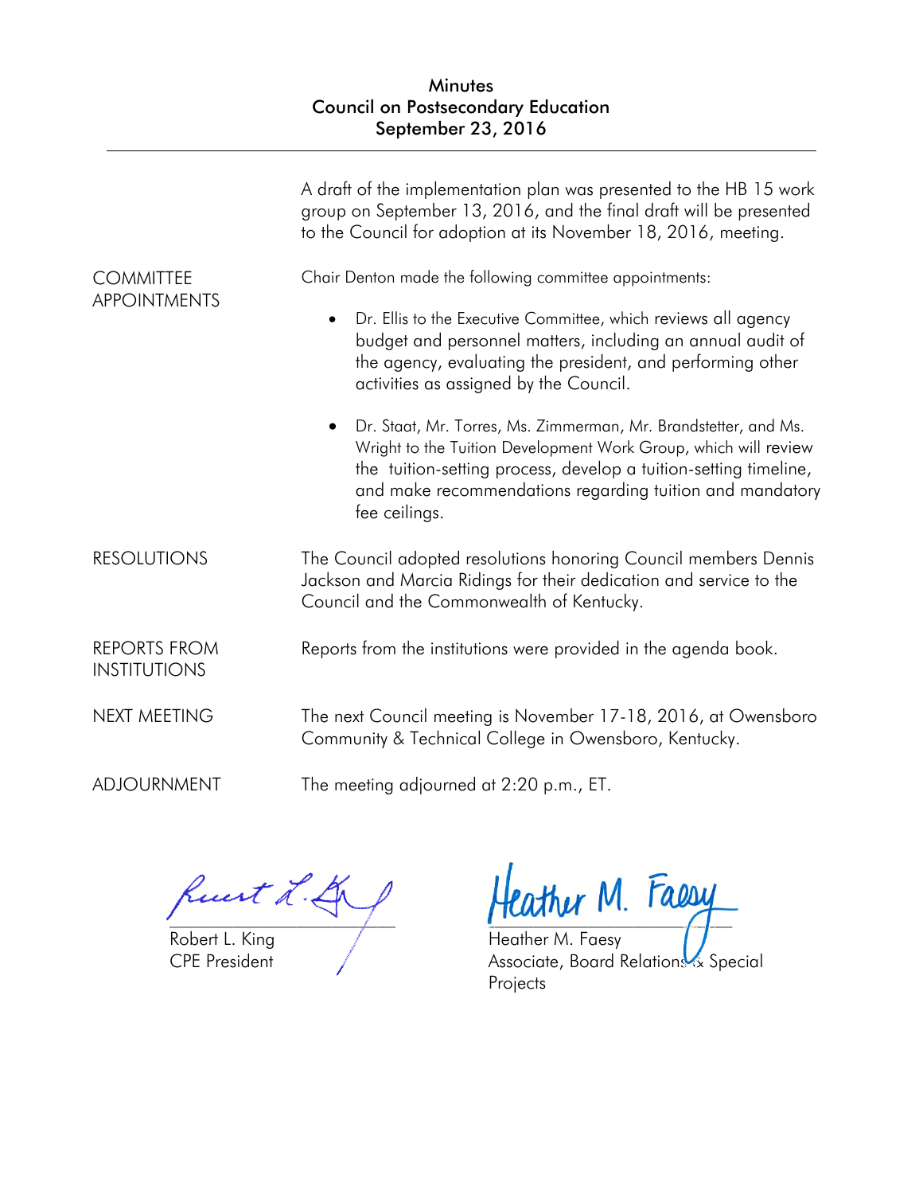A draft of the implementation plan was presented to the HB 15 work group on September 13, 2016, and the final draft will be presented to the Council for adoption at its November 18, 2016, meeting.

**COMMITTEE APPOINTMENTS**

Chair Denton made the following committee appointments:

- Dr. Ellis to the Executive Committee, which reviews all agency budget and personnel matters, including an annual audit of the agency, evaluating the president, and performing other activities as assigned by the Council.
- Dr. Staat, Mr. Torres, Ms. Zimmerman, Mr. Brandstetter, and Ms. Wright to the Tuition Development Work Group, which will review the tuition-setting process, develop a tuition-setting timeline, and make recommendations regarding tuition and mandatory fee ceilings.

**RESOLUTIONS**

The Council adopted resolutions honoring Council members Dennis Jackson and Marcia Ridings for their dedication and service to the Council and the Commonwealth of Kentucky.

**REPORTS FROM INSTITUTIONS**

Reports from the institutions were provided in the agenda book.

**NEXT MEETING**

The next Council meeting is November 17-18, 2016, at Owensboro Community & Technical College in Owensboro, Kentucky.

**ADJOURNMENT**

The meeting adjourned at 2:20 p.m., ET.

Robert L. King
CPE President

Heather M. Faesy
Associate, Board Relations & Special Projects